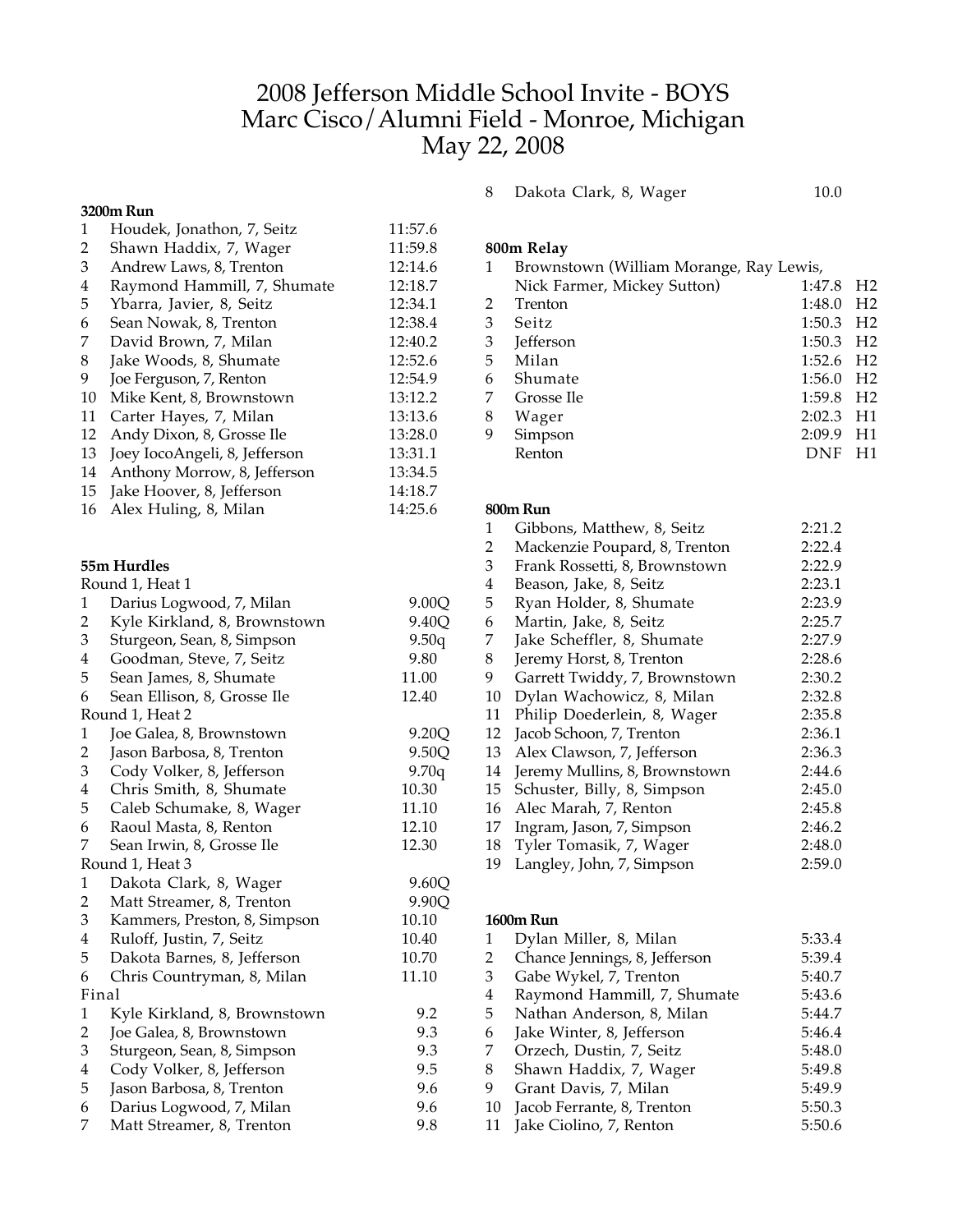# 2008 Jefferson Middle School Invite - BOYS
## Marc Cisco/Alumni Field - Monroe, Michigan
## May 22, 2008

**3200m Run**

| | | |
|---|---|---|
| 1 | Houdek, Jonathon, 7, Seitz | 11:57.6 |
| 2 | Shawn Haddix, 7, Wager | 11:59.8 |
| 3 | Andrew Laws, 8, Trenton | 12:14.6 |
| 4 | Raymond Hammill, 7, Shumate | 12:18.7 |
| 5 | Ybarra, Javier, 8, Seitz | 12:34.1 |
| 6 | Sean Nowak, 8, Trenton | 12:38.4 |
| 7 | David Brown, 7, Milan | 12:40.2 |
| 8 | Jake Woods, 8, Shumate | 12:52.6 |
| 9 | Joe Ferguson, 7, Renton | 12:54.9 |
| 10 | Mike Kent, 8, Brownstown | 13:12.2 |
| 11 | Carter Hayes, 7, Milan | 13:13.6 |
| 12 | Andy Dixon, 8, Grosse Ile | 13:28.0 |
| 13 | Joey IocoAngeli, 8, Jefferson | 13:31.1 |
| 14 | Anthony Morrow, 8, Jefferson | 13:34.5 |
| 15 | Jake Hoover, 8, Jefferson | 14:18.7 |
| 16 | Alex Huling, 8, Milan | 14:25.6 |

**55m Hurdles**

Round 1, Heat 1

| | | |
|---|---|---|
| 1 | Darius Logwood, 7, Milan | 9.00Q |
| 2 | Kyle Kirkland, 8, Brownstown | 9.40Q |
| 3 | Sturgeon, Sean, 8, Simpson | 9.50q |
| 4 | Goodman, Steve, 7, Seitz | 9.80 |
| 5 | Sean James, 8, Shumate | 11.00 |
| 6 | Sean Ellison, 8, Grosse Ile | 12.40 |

Round 1, Heat 2

| | | |
|---|---|---|
| 1 | Joe Galea, 8, Brownstown | 9.20Q |
| 2 | Jason Barbosa, 8, Trenton | 9.50Q |
| 3 | Cody Volker, 8, Jefferson | 9.70q |
| 4 | Chris Smith, 8, Shumate | 10.30 |
| 5 | Caleb Schumake, 8, Wager | 11.10 |
| 6 | Raoul Masta, 8, Renton | 12.10 |
| 7 | Sean Irwin, 8, Grosse Ile | 12.30 |

Round 1, Heat 3

| | | |
|---|---|---|
| 1 | Dakota Clark, 8, Wager | 9.60Q |
| 2 | Matt Streamer, 8, Trenton | 9.90Q |
| 3 | Kammers, Preston, 8, Simpson | 10.10 |
| 4 | Ruloff, Justin, 7, Seitz | 10.40 |
| 5 | Dakota Barnes, 8, Jefferson | 10.70 |
| 6 | Chris Countryman, 8, Milan | 11.10 |

Final

| | | |
|---|---|---|
| 1 | Kyle Kirkland, 8, Brownstown | 9.2 |
| 2 | Joe Galea, 8, Brownstown | 9.3 |
| 3 | Sturgeon, Sean, 8, Simpson | 9.3 |
| 4 | Cody Volker, 8, Jefferson | 9.5 |
| 5 | Jason Barbosa, 8, Trenton | 9.6 |
| 6 | Darius Logwood, 7, Milan | 9.6 |
| 7 | Matt Streamer, 8, Trenton | 9.8 |
| 8 | Dakota Clark, 8, Wager | 10.0 |

**800m Relay**

| | | | |
|---|---|---|---|
| 1 | Brownstown (William Morange, Ray Lewis, Nick Farmer, Mickey Sutton) | 1:47.8 | H2 |
| 2 | Trenton | 1:48.0 | H2 |
| 3 | Seitz | 1:50.3 | H2 |
| 3 | Jefferson | 1:50.3 | H2 |
| 5 | Milan | 1:52.6 | H2 |
| 6 | Shumate | 1:56.0 | H2 |
| 7 | Grosse Ile | 1:59.8 | H2 |
| 8 | Wager | 2:02.3 | H1 |
| 9 | Simpson | 2:09.9 | H1 |
| | Renton | DNF | H1 |

**800m Run**

| | | |
|---|---|---|
| 1 | Gibbons, Matthew, 8, Seitz | 2:21.2 |
| 2 | Mackenzie Poupard, 8, Trenton | 2:22.4 |
| 3 | Frank Rossetti, 8, Brownstown | 2:22.9 |
| 4 | Beason, Jake, 8, Seitz | 2:23.1 |
| 5 | Ryan Holder, 8, Shumate | 2:23.9 |
| 6 | Martin, Jake, 8, Seitz | 2:25.7 |
| 7 | Jake Scheffler, 8, Shumate | 2:27.9 |
| 8 | Jeremy Horst, 8, Trenton | 2:28.6 |
| 9 | Garrett Twiddy, 7, Brownstown | 2:30.2 |
| 10 | Dylan Wachowicz, 8, Milan | 2:32.8 |
| 11 | Philip Doederlein, 8, Wager | 2:35.8 |
| 12 | Jacob Schoon, 7, Trenton | 2:36.1 |
| 13 | Alex Clawson, 7, Jefferson | 2:36.3 |
| 14 | Jeremy Mullins, 8, Brownstown | 2:44.6 |
| 15 | Schuster, Billy, 8, Simpson | 2:45.0 |
| 16 | Alec Marah, 7, Renton | 2:45.8 |
| 17 | Ingram, Jason, 7, Simpson | 2:46.2 |
| 18 | Tyler Tomasik, 7, Wager | 2:48.0 |
| 19 | Langley, John, 7, Simpson | 2:59.0 |

**1600m Run**

| | | |
|---|---|---|
| 1 | Dylan Miller, 8, Milan | 5:33.4 |
| 2 | Chance Jennings, 8, Jefferson | 5:39.4 |
| 3 | Gabe Wykel, 7, Trenton | 5:40.7 |
| 4 | Raymond Hammill, 7, Shumate | 5:43.6 |
| 5 | Nathan Anderson, 8, Milan | 5:44.7 |
| 6 | Jake Winter, 8, Jefferson | 5:46.4 |
| 7 | Orzech, Dustin, 7, Seitz | 5:48.0 |
| 8 | Shawn Haddix, 7, Wager | 5:49.8 |
| 9 | Grant Davis, 7, Milan | 5:49.9 |
| 10 | Jacob Ferrante, 8, Trenton | 5:50.3 |
| 11 | Jake Ciolino, 7, Renton | 5:50.6 |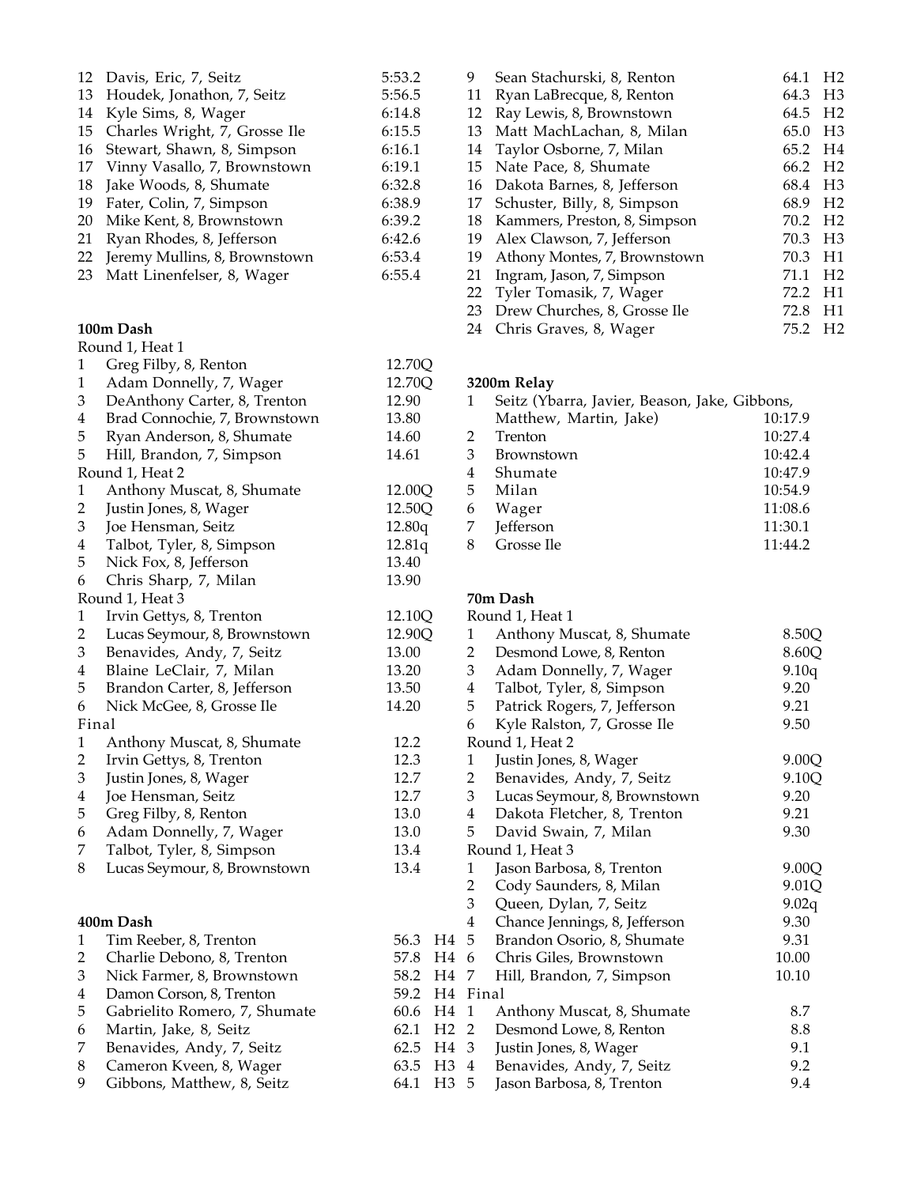| | | |
|---|---|---|
| 12 | Davis, Eric, 7, Seitz | 5:53.2 |
| 13 | Houdek, Jonathon, 7, Seitz | 5:56.5 |
| 14 | Kyle Sims, 8, Wager | 6:14.8 |
| 15 | Charles Wright, 7, Grosse Ile | 6:15.5 |
| 16 | Stewart, Shawn, 8, Simpson | 6:16.1 |
| 17 | Vinny Vasallo, 7, Brownstown | 6:19.1 |
| 18 | Jake Woods, 8, Shumate | 6:32.8 |
| 19 | Fater, Colin, 7, Simpson | 6:38.9 |
| 20 | Mike Kent, 8, Brownstown | 6:39.2 |
| 21 | Ryan Rhodes, 8, Jefferson | 6:42.6 |
| 22 | Jeremy Mullins, 8, Brownstown | 6:53.4 |
| 23 | Matt Linenfelser, 8, Wager | 6:55.4 |

**100m Dash**

Round 1, Heat 1

| | | |
|---|---|---|
| 1 | Greg Filby, 8, Renton | 12.70Q |
| 1 | Adam Donnelly, 7, Wager | 12.70Q |
| 3 | DeAnthony Carter, 8, Trenton | 12.90 |
| 4 | Brad Connochie, 7, Brownstown | 13.80 |
| 5 | Ryan Anderson, 8, Shumate | 14.60 |
| 5 | Hill, Brandon, 7, Simpson | 14.61 |

Round 1, Heat 2

| | | |
|---|---|---|
| 1 | Anthony Muscat, 8, Shumate | 12.00Q |
| 2 | Justin Jones, 8, Wager | 12.50Q |
| 3 | Joe Hensman, Seitz | 12.80q |
| 4 | Talbot, Tyler, 8, Simpson | 12.81q |
| 5 | Nick Fox, 8, Jefferson | 13.40 |
| 6 | Chris Sharp, 7, Milan | 13.90 |

Round 1, Heat 3

| | | |
|---|---|---|
| 1 | Irvin Gettys, 8, Trenton | 12.10Q |
| 2 | Lucas Seymour, 8, Brownstown | 12.90Q |
| 3 | Benavides, Andy, 7, Seitz | 13.00 |
| 4 | Blaine LeClair, 7, Milan | 13.20 |
| 5 | Brandon Carter, 8, Jefferson | 13.50 |
| 6 | Nick McGee, 8, Grosse Ile | 14.20 |

Final

| | | |
|---|---|---|
| 1 | Anthony Muscat, 8, Shumate | 12.2 |
| 2 | Irvin Gettys, 8, Trenton | 12.3 |
| 3 | Justin Jones, 8, Wager | 12.7 |
| 4 | Joe Hensman, Seitz | 12.7 |
| 5 | Greg Filby, 8, Renton | 13.0 |
| 6 | Adam Donnelly, 7, Wager | 13.0 |
| 7 | Talbot, Tyler, 8, Simpson | 13.4 |
| 8 | Lucas Seymour, 8, Brownstown | 13.4 |

**400m Dash**

| | | | |
|---|---|---|---|
| 1 | Tim Reeber, 8, Trenton | 56.3 | H4 |
| 2 | Charlie Debono, 8, Trenton | 57.8 | H4 |
| 3 | Nick Farmer, 8, Brownstown | 58.2 | H4 |
| 4 | Damon Corson, 8, Trenton | 59.2 | H4 |
| 5 | Gabrielito Romero, 7, Shumate | 60.6 | H4 |
| 6 | Martin, Jake, 8, Seitz | 62.1 | H2 |
| 7 | Benavides, Andy, 7, Seitz | 62.5 | H4 |
| 8 | Cameron Kveen, 8, Wager | 63.5 | H3 |
| 9 | Gibbons, Matthew, 8, Seitz | 64.1 | H3 |
| 9 | Sean Stachurski, 8, Renton | 64.1 | H2 |
| 11 | Ryan LaBrecque, 8, Renton | 64.3 | H3 |
| 12 | Ray Lewis, 8, Brownstown | 64.5 | H2 |
| 13 | Matt MachLachan, 8, Milan | 65.0 | H3 |
| 14 | Taylor Osborne, 7, Milan | 65.2 | H4 |
| 15 | Nate Pace, 8, Shumate | 66.2 | H2 |
| 16 | Dakota Barnes, 8, Jefferson | 68.4 | H3 |
| 17 | Schuster, Billy, 8, Simpson | 68.9 | H2 |
| 18 | Kammers, Preston, 8, Simpson | 70.2 | H2 |
| 19 | Alex Clawson, 7, Jefferson | 70.3 | H3 |
| 19 | Athony Montes, 7, Brownstown | 70.3 | H1 |
| 21 | Ingram, Jason, 7, Simpson | 71.1 | H2 |
| 22 | Tyler Tomasik, 7, Wager | 72.2 | H1 |
| 23 | Drew Churches, 8, Grosse Ile | 72.8 | H1 |
| 24 | Chris Graves, 8, Wager | 75.2 | H2 |

**3200m Relay**

| | | |
|---|---|---|
| 1 | Seitz (Ybarra, Javier, Beason, Jake, Gibbons, Matthew, Martin, Jake) | 10:17.9 |
| 2 | Trenton | 10:27.4 |
| 3 | Brownstown | 10:42.4 |
| 4 | Shumate | 10:47.9 |
| 5 | Milan | 10:54.9 |
| 6 | Wager | 11:08.6 |
| 7 | Jefferson | 11:30.1 |
| 8 | Grosse Ile | 11:44.2 |

**70m Dash**

Round 1, Heat 1

| | | |
|---|---|---|
| 1 | Anthony Muscat, 8, Shumate | 8.50Q |
| 2 | Desmond Lowe, 8, Renton | 8.60Q |
| 3 | Adam Donnelly, 7, Wager | 9.10q |
| 4 | Talbot, Tyler, 8, Simpson | 9.20 |
| 5 | Patrick Rogers, 7, Jefferson | 9.21 |
| 6 | Kyle Ralston, 7, Grosse Ile | 9.50 |

Round 1, Heat 2

| | | |
|---|---|---|
| 1 | Justin Jones, 8, Wager | 9.00Q |
| 2 | Benavides, Andy, 7, Seitz | 9.10Q |
| 3 | Lucas Seymour, 8, Brownstown | 9.20 |
| 4 | Dakota Fletcher, 8, Trenton | 9.21 |
| 5 | David Swain, 7, Milan | 9.30 |

Round 1, Heat 3

| | | |
|---|---|---|
| 1 | Jason Barbosa, 8, Trenton | 9.00Q |
| 2 | Cody Saunders, 8, Milan | 9.01Q |
| 3 | Queen, Dylan, 7, Seitz | 9.02q |
| 4 | Chance Jennings, 8, Jefferson | 9.30 |
| 5 | Brandon Osorio, 8, Shumate | 9.31 |
| 6 | Chris Giles, Brownstown | 10.00 |
| 7 | Hill, Brandon, 7, Simpson | 10.10 |

Final

| | | |
|---|---|---|
| 1 | Anthony Muscat, 8, Shumate | 8.7 |
| 2 | Desmond Lowe, 8, Renton | 8.8 |
| 3 | Justin Jones, 8, Wager | 9.1 |
| 4 | Benavides, Andy, 7, Seitz | 9.2 |
| 5 | Jason Barbosa, 8, Trenton | 9.4 |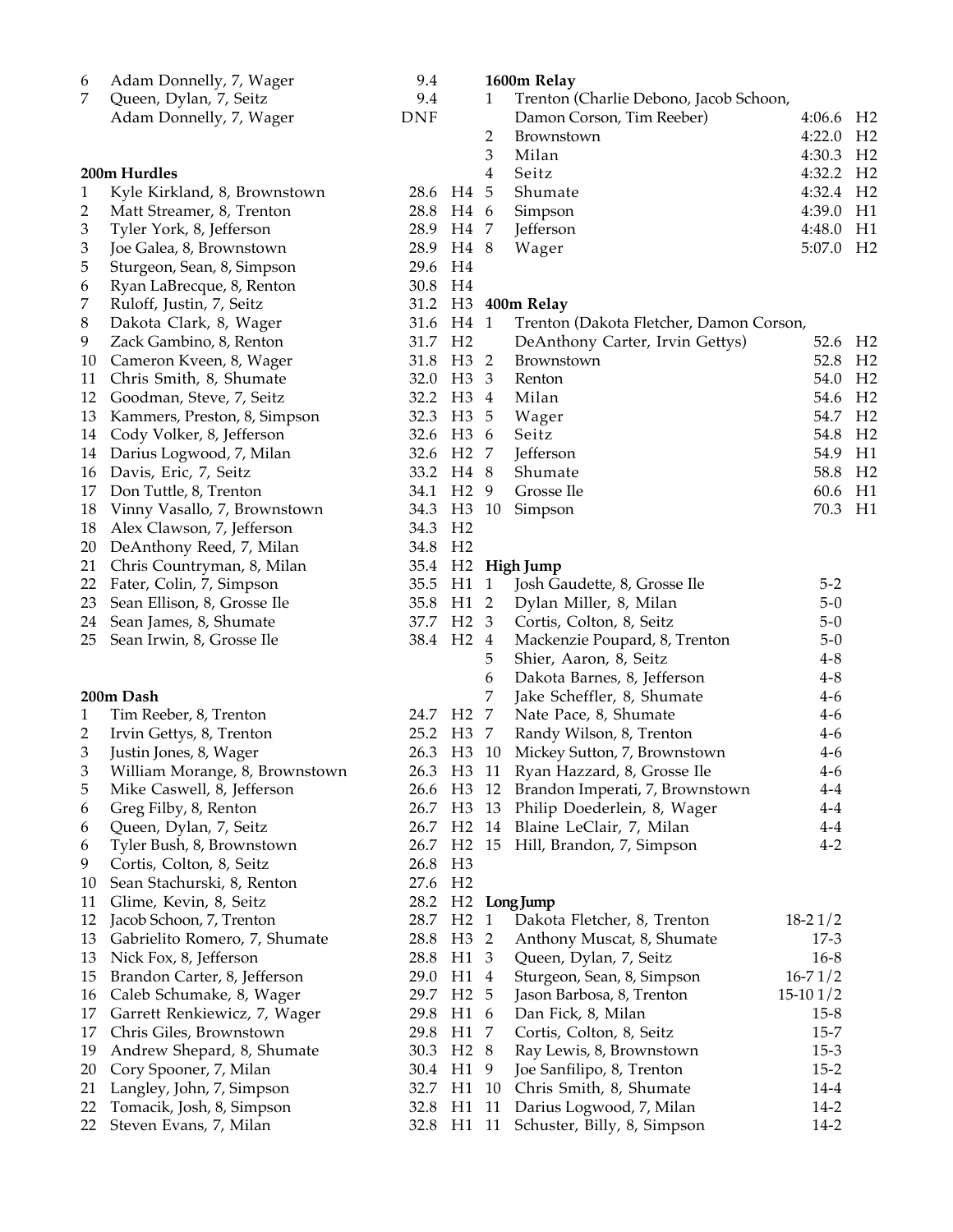| | | | |
|---|---|---|---|
| 6 | Adam Donnelly, 7, Wager | 9.4 | |
| 7 | Queen, Dylan, 7, Seitz | 9.4 | |
| | Adam Donnelly, 7, Wager | DNF | |

**200m Hurdles**

| | | | |
|---|---|---|---|
| 1 | Kyle Kirkland, 8, Brownstown | 28.6 | H4 |
| 2 | Matt Streamer, 8, Trenton | 28.8 | H4 |
| 3 | Tyler York, 8, Jefferson | 28.9 | H4 |
| 3 | Joe Galea, 8, Brownstown | 28.9 | H4 |
| 5 | Sturgeon, Sean, 8, Simpson | 29.6 | H4 |
| 6 | Ryan LaBrecque, 8, Renton | 30.8 | H4 |
| 7 | Ruloff, Justin, 7, Seitz | 31.2 | H3 |
| 8 | Dakota Clark, 8, Wager | 31.6 | H4 |
| 9 | Zack Gambino, 8, Renton | 31.7 | H2 |
| 10 | Cameron Kveen, 8, Wager | 31.8 | H3 |
| 11 | Chris Smith, 8, Shumate | 32.0 | H3 |
| 12 | Goodman, Steve, 7, Seitz | 32.2 | H3 |
| 13 | Kammers, Preston, 8, Simpson | 32.3 | H3 |
| 14 | Cody Volker, 8, Jefferson | 32.6 | H3 |
| 14 | Darius Logwood, 7, Milan | 32.6 | H2 |
| 16 | Davis, Eric, 7, Seitz | 33.2 | H4 |
| 17 | Don Tuttle, 8, Trenton | 34.1 | H2 |
| 18 | Vinny Vasallo, 7, Brownstown | 34.3 | H3 |
| 18 | Alex Clawson, 7, Jefferson | 34.3 | H2 |
| 20 | DeAnthony Reed, 7, Milan | 34.8 | H2 |
| 21 | Chris Countryman, 8, Milan | 35.4 | H2 |
| 22 | Fater, Colin, 7, Simpson | 35.5 | H1 |
| 23 | Sean Ellison, 8, Grosse Ile | 35.8 | H1 |
| 24 | Sean James, 8, Shumate | 37.7 | H2 |
| 25 | Sean Irwin, 8, Grosse Ile | 38.4 | H2 |

**200m Dash**

| | | | |
|---|---|---|---|
| 1 | Tim Reeber, 8, Trenton | 24.7 | H2 |
| 2 | Irvin Gettys, 8, Trenton | 25.2 | H3 |
| 3 | Justin Jones, 8, Wager | 26.3 | H3 |
| 3 | William Morange, 8, Brownstown | 26.3 | H3 |
| 5 | Mike Caswell, 8, Jefferson | 26.6 | H3 |
| 6 | Greg Filby, 8, Renton | 26.7 | H3 |
| 6 | Queen, Dylan, 7, Seitz | 26.7 | H2 |
| 6 | Tyler Bush, 8, Brownstown | 26.7 | H2 |
| 9 | Cortis, Colton, 8, Seitz | 26.8 | H3 |
| 10 | Sean Stachurski, 8, Renton | 27.6 | H2 |
| 11 | Glime, Kevin, 8, Seitz | 28.2 | H2 |
| 12 | Jacob Schoon, 7, Trenton | 28.7 | H2 |
| 13 | Gabrielito Romero, 7, Shumate | 28.8 | H3 |
| 13 | Nick Fox, 8, Jefferson | 28.8 | H1 |
| 15 | Brandon Carter, 8, Jefferson | 29.0 | H1 |
| 16 | Caleb Schumake, 8, Wager | 29.7 | H2 |
| 17 | Garrett Renkiewicz, 7, Wager | 29.8 | H1 |
| 17 | Chris Giles, Brownstown | 29.8 | H1 |
| 19 | Andrew Shepard, 8, Shumate | 30.3 | H2 |
| 20 | Cory Spooner, 7, Milan | 30.4 | H1 |
| 21 | Langley, John, 7, Simpson | 32.7 | H1 |
| 22 | Tomacik, Josh, 8, Simpson | 32.8 | H1 |
| 22 | Steven Evans, 7, Milan | 32.8 | H1 |

**1600m Relay**

| | | | |
|---|---|---|---|
| 1 | Trenton (Charlie Debono, Jacob Schoon, Damon Corson, Tim Reeber) | 4:06.6 | H2 |
| 2 | Brownstown | 4:22.0 | H2 |
| 3 | Milan | 4:30.3 | H2 |
| 4 | Seitz | 4:32.2 | H2 |
| 5 | Shumate | 4:32.4 | H2 |
| 6 | Simpson | 4:39.0 | H1 |
| 7 | Jefferson | 4:48.0 | H1 |
| 8 | Wager | 5:07.0 | H2 |

**400m Relay**

| | | | |
|---|---|---|---|
| 1 | Trenton (Dakota Fletcher, Damon Corson, DeAnthony Carter, Irvin Gettys) | 52.6 | H2 |
| 2 | Brownstown | 52.8 | H2 |
| 3 | Renton | 54.0 | H2 |
| 4 | Milan | 54.6 | H2 |
| 5 | Wager | 54.7 | H2 |
| 6 | Seitz | 54.8 | H2 |
| 7 | Jefferson | 54.9 | H1 |
| 8 | Shumate | 58.8 | H2 |
| 9 | Grosse Ile | 60.6 | H1 |
| 10 | Simpson | 70.3 | H1 |

**High Jump**

| | | |
|---|---|---|
| 1 | Josh Gaudette, 8, Grosse Ile | 5-2 |
| 2 | Dylan Miller, 8, Milan | 5-0 |
| 3 | Cortis, Colton, 8, Seitz | 5-0 |
| 4 | Mackenzie Poupard, 8, Trenton | 5-0 |
| 5 | Shier, Aaron, 8, Seitz | 4-8 |
| 6 | Dakota Barnes, 8, Jefferson | 4-8 |
| 7 | Jake Scheffler, 8, Shumate | 4-6 |
| 7 | Nate Pace, 8, Shumate | 4-6 |
| 7 | Randy Wilson, 8, Trenton | 4-6 |
| 10 | Mickey Sutton, 7, Brownstown | 4-6 |
| 11 | Ryan Hazzard, 8, Grosse Ile | 4-6 |
| 12 | Brandon Imperati, 7, Brownstown | 4-4 |
| 13 | Philip Doederlein, 8, Wager | 4-4 |
| 14 | Blaine LeClair, 7, Milan | 4-4 |
| 15 | Hill, Brandon, 7, Simpson | 4-2 |

**Long Jump**

| | | |
|---|---|---|
| 1 | Dakota Fletcher, 8, Trenton | 18-2 1/2 |
| 2 | Anthony Muscat, 8, Shumate | 17-3 |
| 3 | Queen, Dylan, 7, Seitz | 16-8 |
| 4 | Sturgeon, Sean, 8, Simpson | 16-7 1/2 |
| 5 | Jason Barbosa, 8, Trenton | 15-10 1/2 |
| 6 | Dan Fick, 8, Milan | 15-8 |
| 7 | Cortis, Colton, 8, Seitz | 15-7 |
| 8 | Ray Lewis, 8, Brownstown | 15-3 |
| 9 | Joe Sanfilipo, 8, Trenton | 15-2 |
| 10 | Chris Smith, 8, Shumate | 14-4 |
| 11 | Darius Logwood, 7, Milan | 14-2 |
| 11 | Schuster, Billy, 8, Simpson | 14-2 |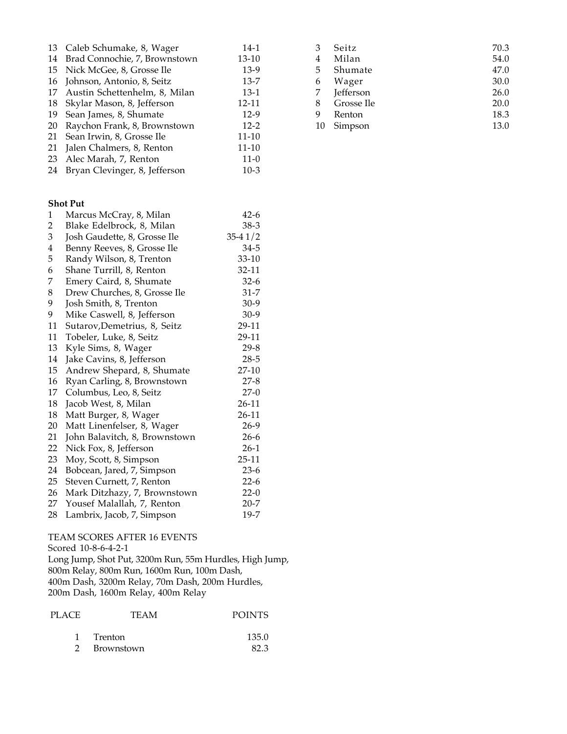| | | |
|---|---|---|
| 13 | Caleb Schumake, 8, Wager | 14-1 |
| 14 | Brad Connochie, 7, Brownstown | 13-10 |
| 15 | Nick McGee, 8, Grosse Ile | 13-9 |
| 16 | Johnson, Antonio, 8, Seitz | 13-7 |
| 17 | Austin Schettenhelm, 8, Milan | 13-1 |
| 18 | Skylar Mason, 8, Jefferson | 12-11 |
| 19 | Sean James, 8, Shumate | 12-9 |
| 20 | Raychon Frank, 8, Brownstown | 12-2 |
| 21 | Sean Irwin, 8, Grosse Ile | 11-10 |
| 21 | Jalen Chalmers, 8, Renton | 11-10 |
| 23 | Alec Marah, 7, Renton | 11-0 |
| 24 | Bryan Clevinger, 8, Jefferson | 10-3 |

**Shot Put**

| | | |
|---|---|---|
| 1 | Marcus McCray, 8, Milan | 42-6 |
| 2 | Blake Edelbrock, 8, Milan | 38-3 |
| 3 | Josh Gaudette, 8, Grosse Ile | 35-4 1/2 |
| 4 | Benny Reeves, 8, Grosse Ile | 34-5 |
| 5 | Randy Wilson, 8, Trenton | 33-10 |
| 6 | Shane Turrill, 8, Renton | 32-11 |
| 7 | Emery Caird, 8, Shumate | 32-6 |
| 8 | Drew Churches, 8, Grosse Ile | 31-7 |
| 9 | Josh Smith, 8, Trenton | 30-9 |
| 9 | Mike Caswell, 8, Jefferson | 30-9 |
| 11 | Sutarov,Demetrius, 8, Seitz | 29-11 |
| 11 | Tobeler, Luke, 8, Seitz | 29-11 |
| 13 | Kyle Sims, 8, Wager | 29-8 |
| 14 | Jake Cavins, 8, Jefferson | 28-5 |
| 15 | Andrew Shepard, 8, Shumate | 27-10 |
| 16 | Ryan Carling, 8, Brownstown | 27-8 |
| 17 | Columbus, Leo, 8, Seitz | 27-0 |
| 18 | Jacob West, 8, Milan | 26-11 |
| 18 | Matt Burger, 8, Wager | 26-11 |
| 20 | Matt Linenfelser, 8, Wager | 26-9 |
| 21 | John Balavitch, 8, Brownstown | 26-6 |
| 22 | Nick Fox, 8, Jefferson | 26-1 |
| 23 | Moy, Scott, 8, Simpson | 25-11 |
| 24 | Bobcean, Jared, 7, Simpson | 23-6 |
| 25 | Steven Curnett, 7, Renton | 22-6 |
| 26 | Mark Ditzhazy, 7, Brownstown | 22-0 |
| 27 | Yousef Malallah, 7, Renton | 20-7 |
| 28 | Lambrix, Jacob, 7, Simpson | 19-7 |

TEAM SCORES AFTER 16 EVENTS
Scored 10-8-6-4-2-1
Long Jump, Shot Put, 3200m Run, 55m Hurdles, High Jump, 800m Relay, 800m Run, 1600m Run, 100m Dash, 400m Dash, 3200m Relay, 70m Dash, 200m Hurdles, 200m Dash, 1600m Relay, 400m Relay

| PLACE | TEAM | POINTS |
|---|---|---|
| 1 | Trenton | 135.0 |
| 2 | Brownstown | 82.3 |
| 3 | Seitz | 70.3 |
| 4 | Milan | 54.0 |
| 5 | Shumate | 47.0 |
| 6 | Wager | 30.0 |
| 7 | Jefferson | 26.0 |
| 8 | Grosse Ile | 20.0 |
| 9 | Renton | 18.3 |
| 10 | Simpson | 13.0 |